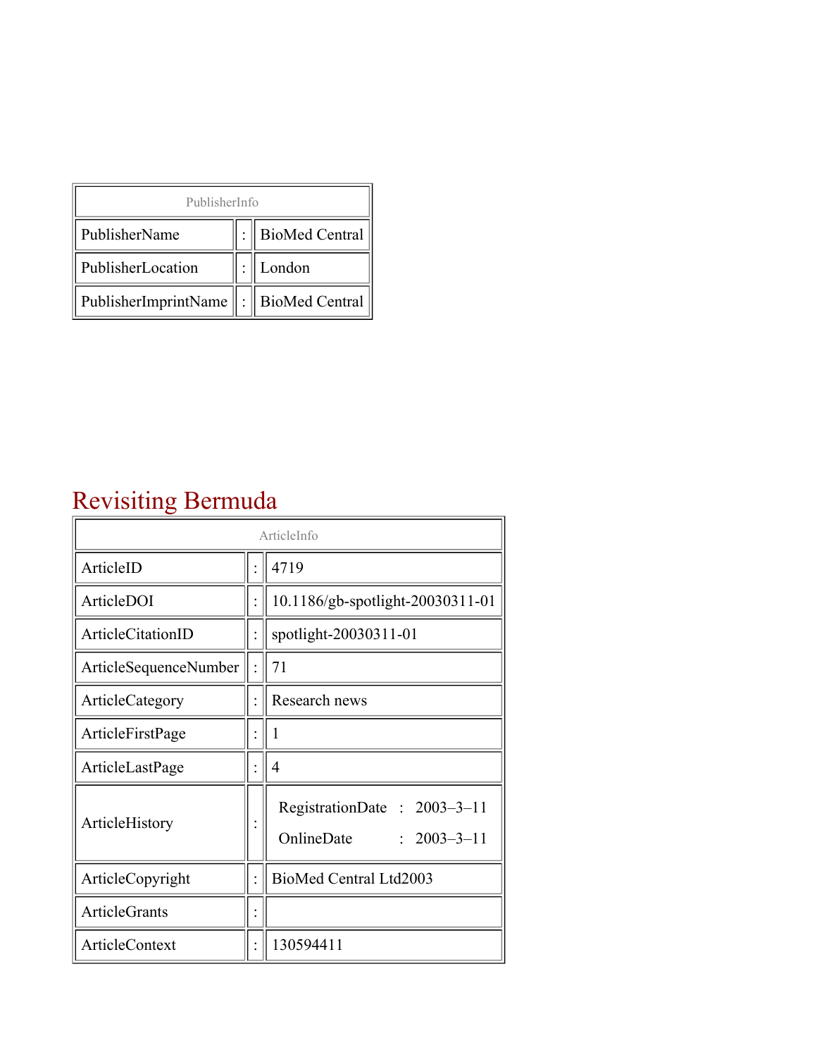| PublisherInfo | | |
|---|---|---|
| PublisherName | : | BioMed Central |
| PublisherLocation | : | London |
| PublisherImprintName | : | BioMed Central |

# Revisiting Bermuda

| ArticleInfo | | |
|---|---|---|
| ArticleID | : | 4719 |
| ArticleDOI | : | 10.1186/gb-spotlight-20030311-01 |
| ArticleCitationID | : | spotlight-20030311-01 |
| ArticleSequenceNumber | : | 71 |
| ArticleCategory | : | Research news |
| ArticleFirstPage | : | 1 |
| ArticleLastPage | : | 4 |
| ArticleHistory | : | RegistrationDate : 2003–3–11<br>OnlineDate : 2003–3–11 |
| ArticleCopyright | : | BioMed Central Ltd2003 |
| ArticleGrants | : | |
| ArticleContext | : | 130594411 |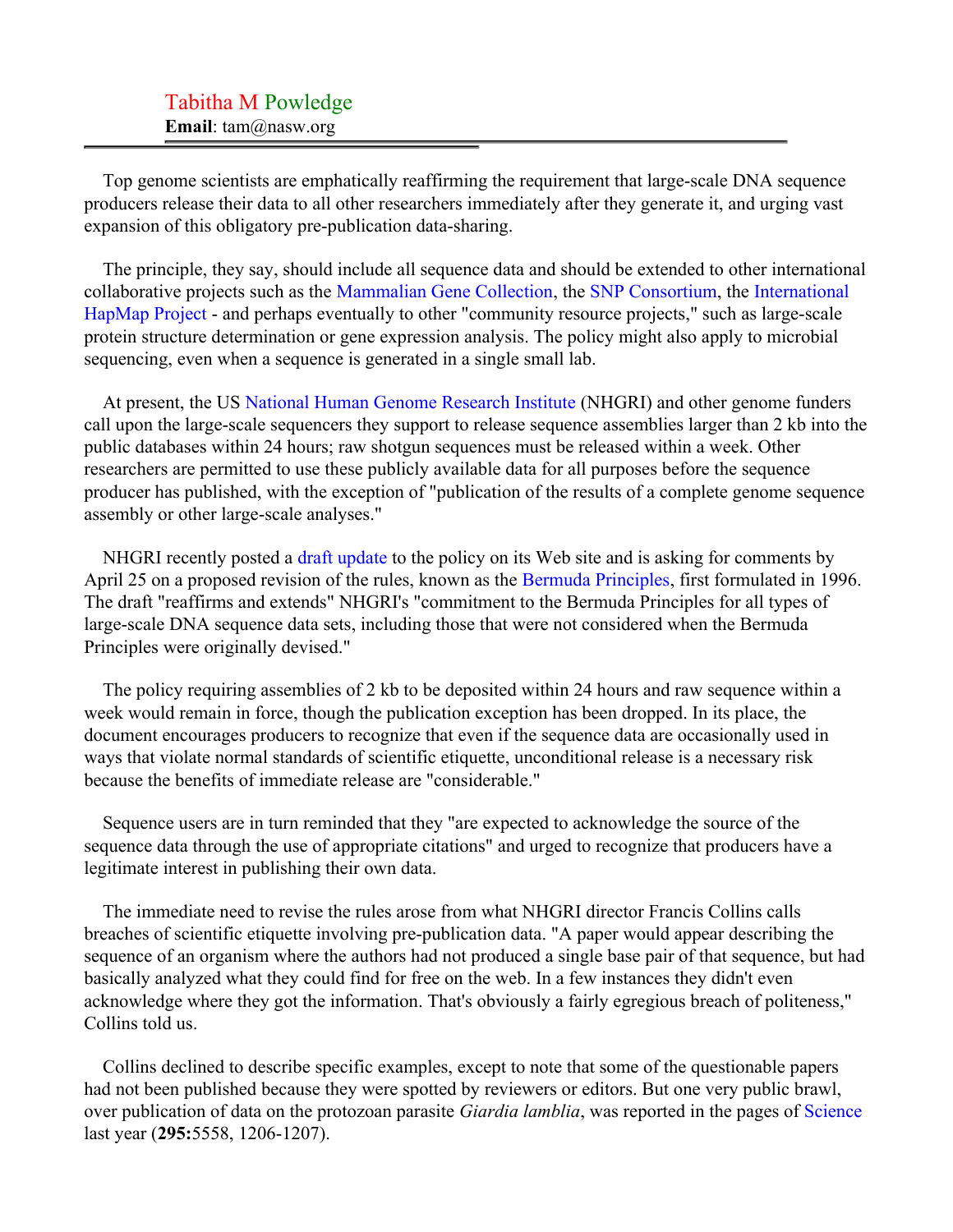Tabitha M Powledge
**Email**: tam@nasw.org

---

Top genome scientists are emphatically reaffirming the requirement that large-scale DNA sequence producers release their data to all other researchers immediately after they generate it, and urging vast expansion of this obligatory pre-publication data-sharing.

The principle, they say, should include all sequence data and should be extended to other international collaborative projects such as the Mammalian Gene Collection, the SNP Consortium, the International HapMap Project - and perhaps eventually to other "community resource projects," such as large-scale protein structure determination or gene expression analysis. The policy might also apply to microbial sequencing, even when a sequence is generated in a single small lab.

At present, the US National Human Genome Research Institute (NHGRI) and other genome funders call upon the large-scale sequencers they support to release sequence assemblies larger than 2 kb into the public databases within 24 hours; raw shotgun sequences must be released within a week. Other researchers are permitted to use these publicly available data for all purposes before the sequence producer has published, with the exception of "publication of the results of a complete genome sequence assembly or other large-scale analyses."

NHGRI recently posted a draft update to the policy on its Web site and is asking for comments by April 25 on a proposed revision of the rules, known as the Bermuda Principles, first formulated in 1996. The draft "reaffirms and extends" NHGRI's "commitment to the Bermuda Principles for all types of large-scale DNA sequence data sets, including those that were not considered when the Bermuda Principles were originally devised."

The policy requiring assemblies of 2 kb to be deposited within 24 hours and raw sequence within a week would remain in force, though the publication exception has been dropped. In its place, the document encourages producers to recognize that even if the sequence data are occasionally used in ways that violate normal standards of scientific etiquette, unconditional release is a necessary risk because the benefits of immediate release are "considerable."

Sequence users are in turn reminded that they "are expected to acknowledge the source of the sequence data through the use of appropriate citations" and urged to recognize that producers have a legitimate interest in publishing their own data.

The immediate need to revise the rules arose from what NHGRI director Francis Collins calls breaches of scientific etiquette involving pre-publication data. "A paper would appear describing the sequence of an organism where the authors had not produced a single base pair of that sequence, but had basically analyzed what they could find for free on the web. In a few instances they didn't even acknowledge where they got the information. That's obviously a fairly egregious breach of politeness," Collins told us.

Collins declined to describe specific examples, except to note that some of the questionable papers had not been published because they were spotted by reviewers or editors. But one very public brawl, over publication of data on the protozoan parasite *Giardia lamblia*, was reported in the pages of Science last year (**295:**5558, 1206-1207).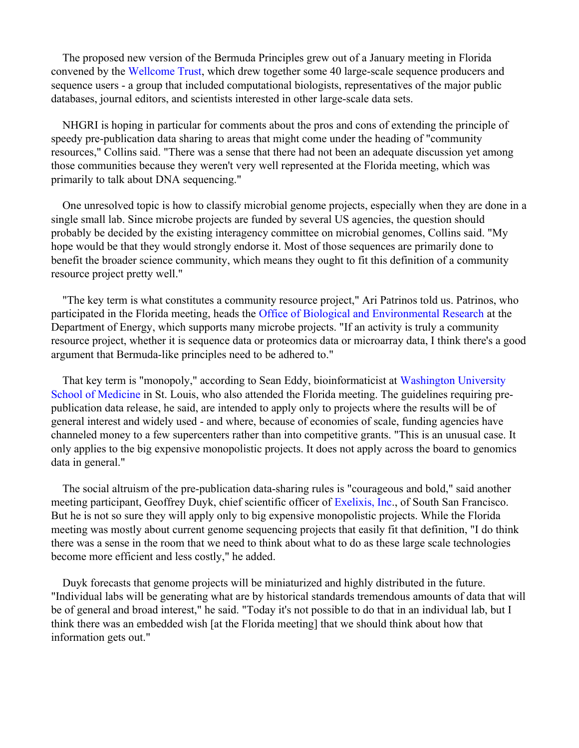The proposed new version of the Bermuda Principles grew out of a January meeting in Florida convened by the Wellcome Trust, which drew together some 40 large-scale sequence producers and sequence users - a group that included computational biologists, representatives of the major public databases, journal editors, and scientists interested in other large-scale data sets.

NHGRI is hoping in particular for comments about the pros and cons of extending the principle of speedy pre-publication data sharing to areas that might come under the heading of "community resources," Collins said. "There was a sense that there had not been an adequate discussion yet among those communities because they weren't very well represented at the Florida meeting, which was primarily to talk about DNA sequencing."

One unresolved topic is how to classify microbial genome projects, especially when they are done in a single small lab. Since microbe projects are funded by several US agencies, the question should probably be decided by the existing interagency committee on microbial genomes, Collins said. "My hope would be that they would strongly endorse it. Most of those sequences are primarily done to benefit the broader science community, which means they ought to fit this definition of a community resource project pretty well."

"The key term is what constitutes a community resource project," Ari Patrinos told us. Patrinos, who participated in the Florida meeting, heads the Office of Biological and Environmental Research at the Department of Energy, which supports many microbe projects. "If an activity is truly a community resource project, whether it is sequence data or proteomics data or microarray data, I think there's a good argument that Bermuda-like principles need to be adhered to."

That key term is "monopoly," according to Sean Eddy, bioinformaticist at Washington University School of Medicine in St. Louis, who also attended the Florida meeting. The guidelines requiring pre-publication data release, he said, are intended to apply only to projects where the results will be of general interest and widely used - and where, because of economies of scale, funding agencies have channeled money to a few supercenters rather than into competitive grants. "This is an unusual case. It only applies to the big expensive monopolistic projects. It does not apply across the board to genomics data in general."

The social altruism of the pre-publication data-sharing rules is "courageous and bold," said another meeting participant, Geoffrey Duyk, chief scientific officer of Exelixis, Inc., of South San Francisco. But he is not so sure they will apply only to big expensive monopolistic projects. While the Florida meeting was mostly about current genome sequencing projects that easily fit that definition, "I do think there was a sense in the room that we need to think about what to do as these large scale technologies become more efficient and less costly," he added.

Duyk forecasts that genome projects will be miniaturized and highly distributed in the future. "Individual labs will be generating what are by historical standards tremendous amounts of data that will be of general and broad interest," he said. "Today it's not possible to do that in an individual lab, but I think there was an embedded wish [at the Florida meeting] that we should think about how that information gets out."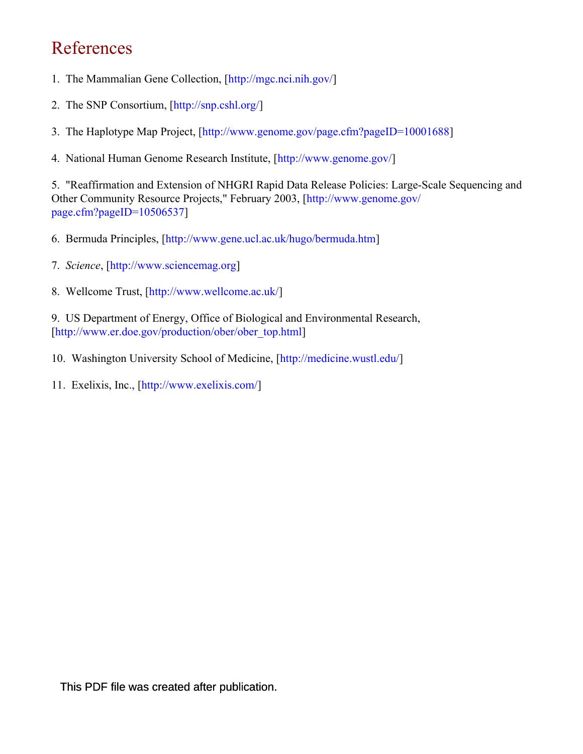# References

1. The Mammalian Gene Collection, [http://mgc.nci.nih.gov/]

2. The SNP Consortium, [http://snp.cshl.org/]

3. The Haplotype Map Project, [http://www.genome.gov/page.cfm?pageID=10001688]

4. National Human Genome Research Institute, [http://www.genome.gov/]

5. "Reaffirmation and Extension of NHGRI Rapid Data Release Policies: Large-Scale Sequencing and Other Community Resource Projects," February 2003, [http://www.genome.gov/page.cfm?pageID=10506537]

6. Bermuda Principles, [http://www.gene.ucl.ac.uk/hugo/bermuda.htm]

7. *Science*, [http://www.sciencemag.org]

8. Wellcome Trust, [http://www.wellcome.ac.uk/]

9. US Department of Energy, Office of Biological and Environmental Research, [http://www.er.doe.gov/production/ober/ober_top.html]

10. Washington University School of Medicine, [http://medicine.wustl.edu/]

11. Exelixis, Inc., [http://www.exelixis.com/]

This PDF file was created after publication.